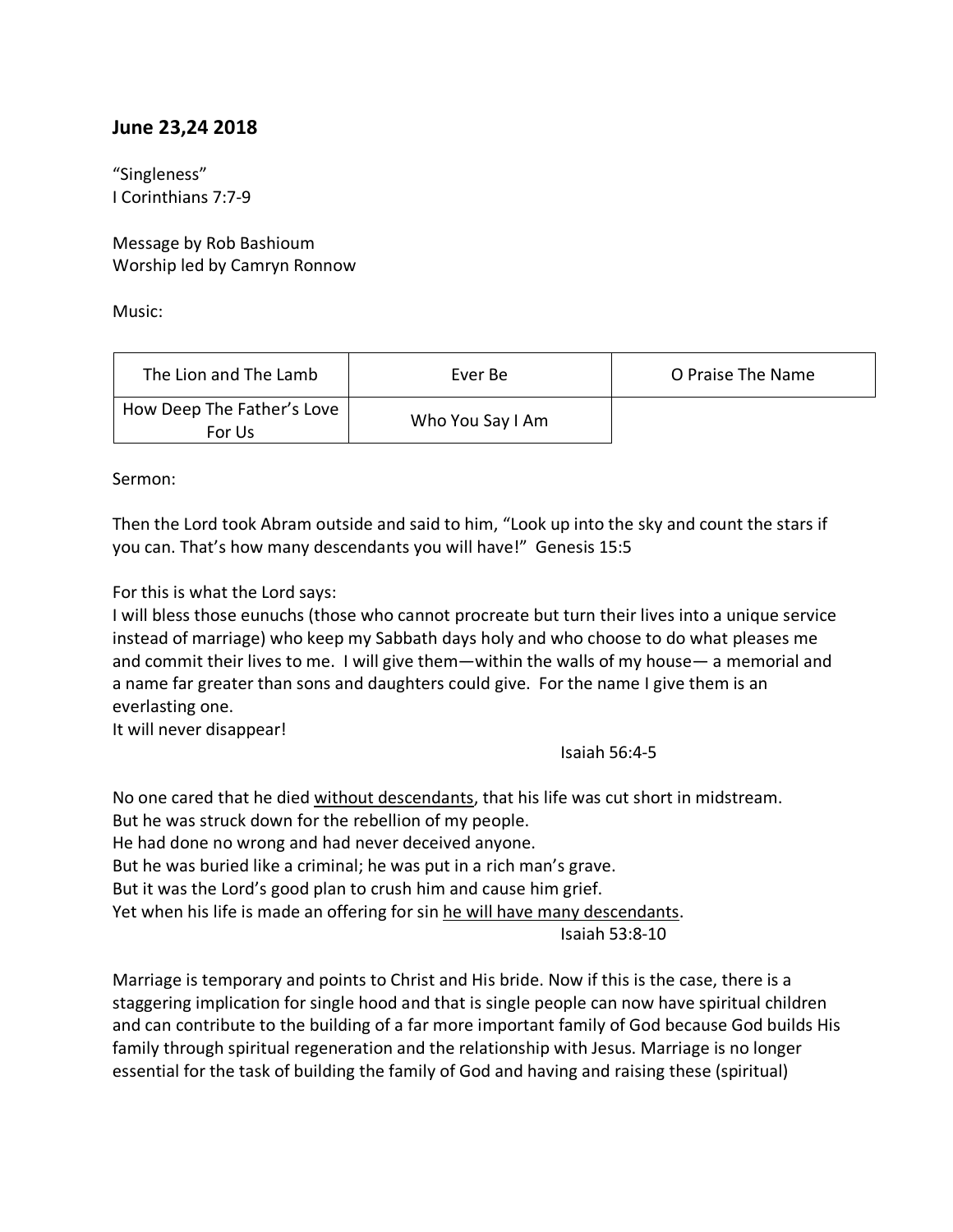## June 23,24 2018

"Singleness"
I Corinthians 7:7-9

Message by Rob Bashioum
Worship led by Camryn Ronnow

Music:

| The Lion and The Lamb | Ever Be | O Praise The Name |
|---|---|---|
| How Deep The Father's Love For Us | Who You Say I Am | |

Sermon:

Then the Lord took Abram outside and said to him, "Look up into the sky and count the stars if you can. That's how many descendants you will have!" Genesis 15:5

For this is what the Lord says:
I will bless those eunuchs (those who cannot procreate but turn their lives into a unique service instead of marriage) who keep my Sabbath days holy and who choose to do what pleases me and commit their lives to me. I will give them—within the walls of my house— a memorial and a name far greater than sons and daughters could give. For the name I give them is an everlasting one.
It will never disappear!

Isaiah 56:4-5

No one cared that he died <u>without descendants</u>, that his life was cut short in midstream.
But he was struck down for the rebellion of my people.
He had done no wrong and had never deceived anyone.
But he was buried like a criminal; he was put in a rich man's grave.
But it was the Lord's good plan to crush him and cause him grief.
Yet when his life is made an offering for sin <u>he will have many descendants</u>.

Isaiah 53:8-10

Marriage is temporary and points to Christ and His bride. Now if this is the case, there is a staggering implication for single hood and that is single people can now have spiritual children and can contribute to the building of a far more important family of God because God builds His family through spiritual regeneration and the relationship with Jesus. Marriage is no longer essential for the task of building the family of God and having and raising these (spiritual)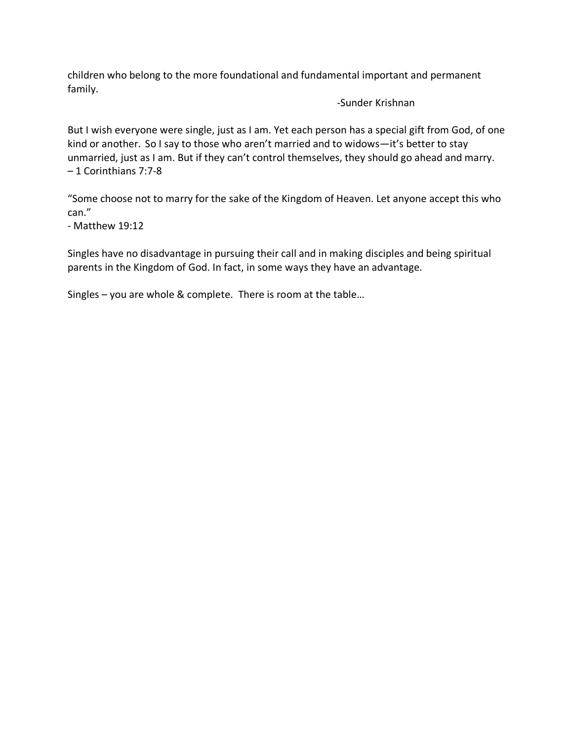children who belong to the more foundational and fundamental important and permanent family.

-Sunder Krishnan

But I wish everyone were single, just as I am. Yet each person has a special gift from God, of one kind or another. So I say to those who aren't married and to widows—it's better to stay unmarried, just as I am. But if they can't control themselves, they should go ahead and marry.
– 1 Corinthians 7:7-8

"Some choose not to marry for the sake of the Kingdom of Heaven. Let anyone accept this who can."
- Matthew 19:12

Singles have no disadvantage in pursuing their call and in making disciples and being spiritual parents in the Kingdom of God. In fact, in some ways they have an advantage.

Singles – you are whole & complete. There is room at the table…